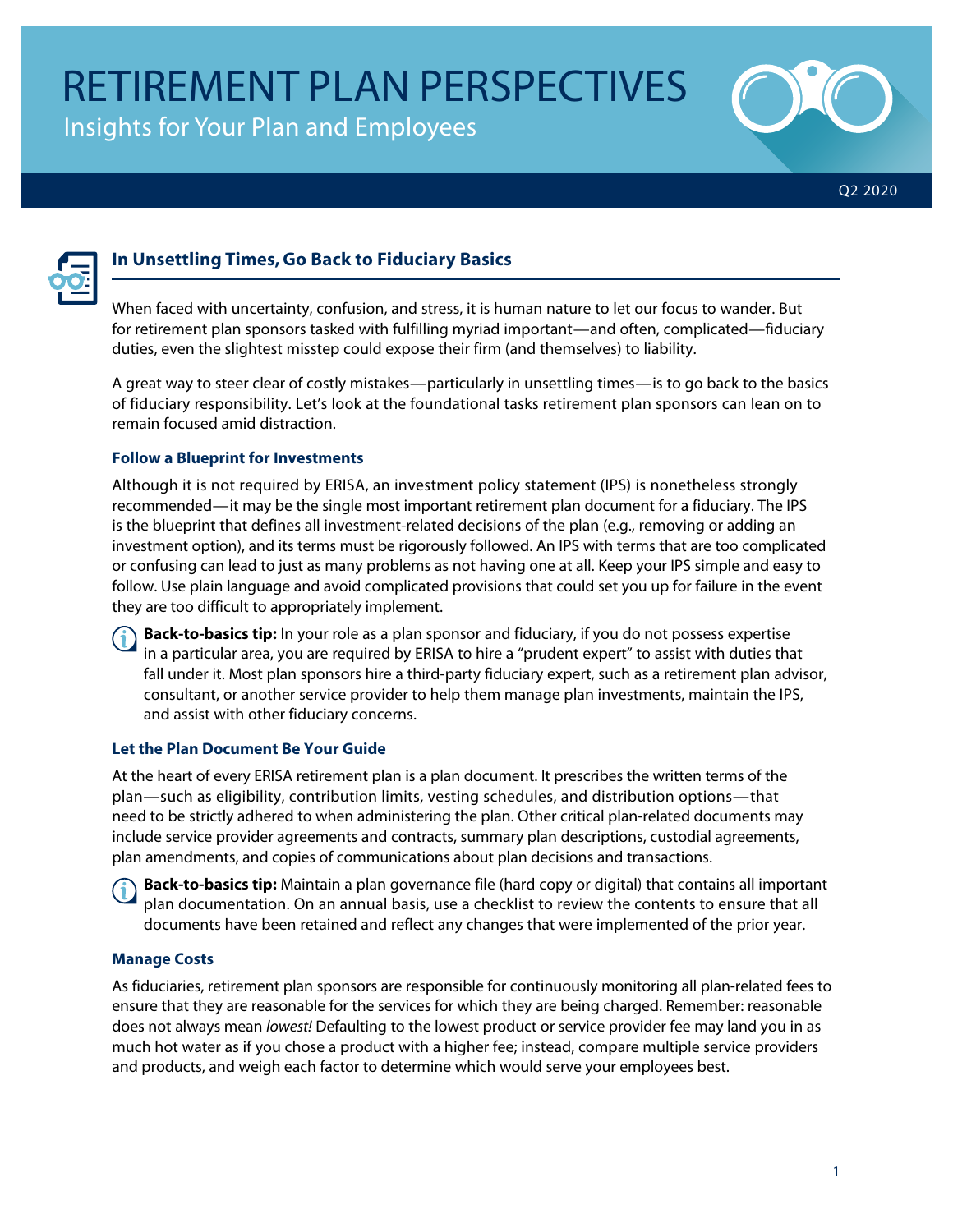# RETIREMENT PLAN PERSPECTIVES

Insights for Your Plan and Employees

Q2 2020

## In Unsettling Times, Go Back to Fiduciary Basics

When faced with uncertainty, confusion, and stress, it is human nature to let our focus to wander. But for retirement plan sponsors tasked with fulfilling myriad important—and often, complicated—fiduciary duties, even the slightest misstep could expose their firm (and themselves) to liability.

A great way to steer clear of costly mistakes—particularly in unsettling times—is to go back to the basics of fiduciary responsibility. Let's look at the foundational tasks retirement plan sponsors can lean on to remain focused amid distraction.

### Follow a Blueprint for Investments

Although it is not required by ERISA, an investment policy statement (IPS) is nonetheless strongly recommended—it may be the single most important retirement plan document for a fiduciary. The IPS is the blueprint that defines all investment-related decisions of the plan (e.g., removing or adding an investment option), and its terms must be rigorously followed. An IPS with terms that are too complicated or confusing can lead to just as many problems as not having one at all. Keep your IPS simple and easy to follow. Use plain language and avoid complicated provisions that could set you up for failure in the event they are too difficult to appropriately implement.

**Back-to-basics tip:** In your role as a plan sponsor and fiduciary, if you do not possess expertise in a particular area, you are required by ERISA to hire a "prudent expert" to assist with duties that fall under it. Most plan sponsors hire a third-party fiduciary expert, such as a retirement plan advisor, consultant, or another service provider to help them manage plan investments, maintain the IPS, and assist with other fiduciary concerns.

### Let the Plan Document Be Your Guide

At the heart of every ERISA retirement plan is a plan document. It prescribes the written terms of the plan—such as eligibility, contribution limits, vesting schedules, and distribution options—that need to be strictly adhered to when administering the plan. Other critical plan-related documents may include service provider agreements and contracts, summary plan descriptions, custodial agreements, plan amendments, and copies of communications about plan decisions and transactions.

**Back-to-basics tip:** Maintain a plan governance file (hard copy or digital) that contains all important plan documentation. On an annual basis, use a checklist to review the contents to ensure that all documents have been retained and reflect any changes that were implemented of the prior year.

### Manage Costs

As fiduciaries, retirement plan sponsors are responsible for continuously monitoring all plan-related fees to ensure that they are reasonable for the services for which they are being charged. Remember: reasonable does not always mean *lowest!* Defaulting to the lowest product or service provider fee may land you in as much hot water as if you chose a product with a higher fee; instead, compare multiple service providers and products, and weigh each factor to determine which would serve your employees best.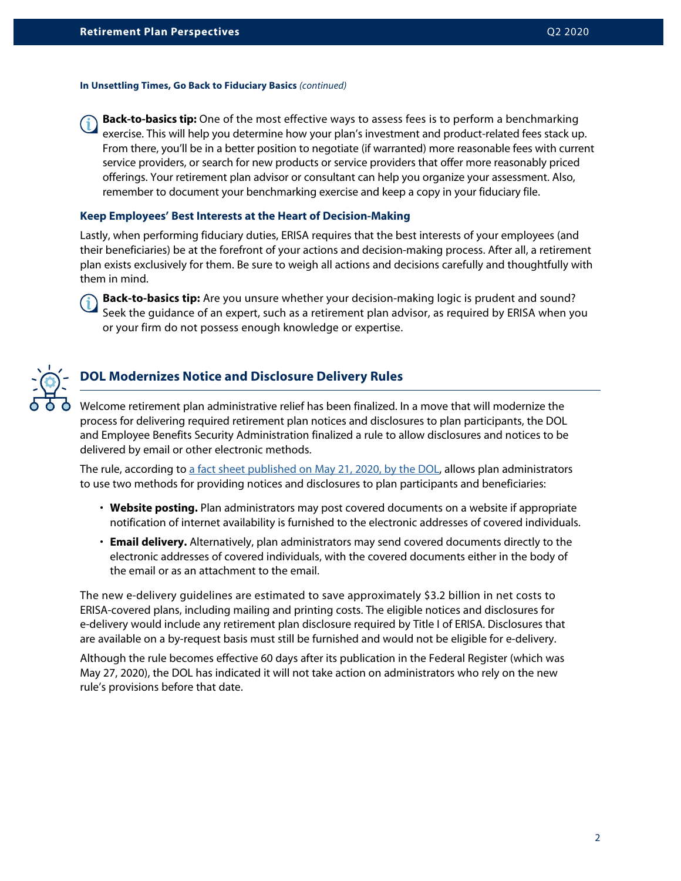**In Unsettling Times, Go Back to Fiduciary Basics** *(continued)*

**Back-to-basics tip:** One of the most effective ways to assess fees is to perform a benchmarking exercise. This will help you determine how your plan's investment and product-related fees stack up. From there, you'll be in a better position to negotiate (if warranted) more reasonable fees with current service providers, or search for new products or service providers that offer more reasonably priced offerings. Your retirement plan advisor or consultant can help you organize your assessment. Also, remember to document your benchmarking exercise and keep a copy in your fiduciary file.

### Keep Employees' Best Interests at the Heart of Decision-Making

Lastly, when performing fiduciary duties, ERISA requires that the best interests of your employees (and their beneficiaries) be at the forefront of your actions and decision-making process. After all, a retirement plan exists exclusively for them. Be sure to weigh all actions and decisions carefully and thoughtfully with them in mind.

**Back-to-basics tip:** Are you unsure whether your decision-making logic is prudent and sound? Seek the guidance of an expert, such as a retirement plan advisor, as required by ERISA when you or your firm do not possess enough knowledge or expertise.

## DOL Modernizes Notice and Disclosure Delivery Rules

Welcome retirement plan administrative relief has been finalized. In a move that will modernize the process for delivering required retirement plan notices and disclosures to plan participants, the DOL and Employee Benefits Security Administration finalized a rule to allow disclosures and notices to be delivered by email or other electronic methods.

The rule, according to a fact sheet published on May 21, 2020, by the DOL, allows plan administrators to use two methods for providing notices and disclosures to plan participants and beneficiaries:

- **Website posting.** Plan administrators may post covered documents on a website if appropriate notification of internet availability is furnished to the electronic addresses of covered individuals.
- **Email delivery.** Alternatively, plan administrators may send covered documents directly to the electronic addresses of covered individuals, with the covered documents either in the body of the email or as an attachment to the email.

The new e-delivery guidelines are estimated to save approximately $3.2 billion in net costs to ERISA-covered plans, including mailing and printing costs. The eligible notices and disclosures for e-delivery would include any retirement plan disclosure required by Title I of ERISA. Disclosures that are available on a by-request basis must still be furnished and would not be eligible for e-delivery.

Although the rule becomes effective 60 days after its publication in the Federal Register (which was May 27, 2020), the DOL has indicated it will not take action on administrators who rely on the new rule's provisions before that date.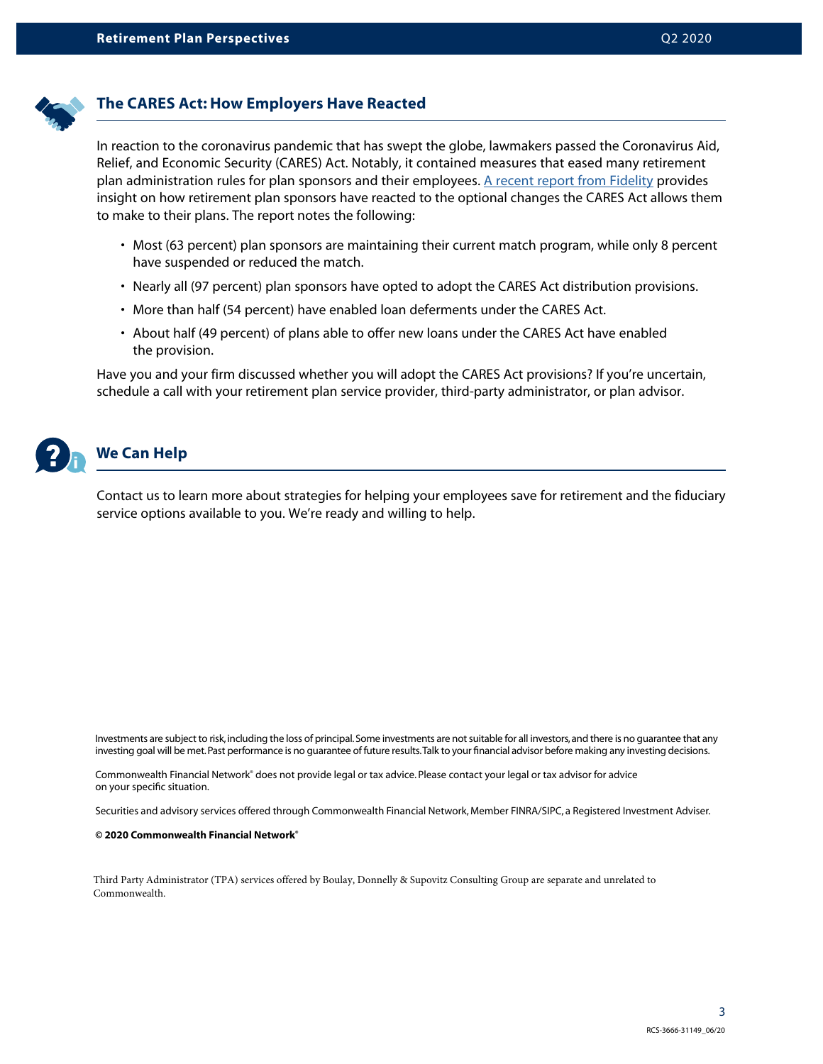## The CARES Act: How Employers Have Reacted

In reaction to the coronavirus pandemic that has swept the globe, lawmakers passed the Coronavirus Aid, Relief, and Economic Security (CARES) Act. Notably, it contained measures that eased many retirement plan administration rules for plan sponsors and their employees. A recent report from Fidelity provides insight on how retirement plan sponsors have reacted to the optional changes the CARES Act allows them to make to their plans. The report notes the following:

- Most (63 percent) plan sponsors are maintaining their current match program, while only 8 percent have suspended or reduced the match.
- Nearly all (97 percent) plan sponsors have opted to adopt the CARES Act distribution provisions.
- More than half (54 percent) have enabled loan deferments under the CARES Act.
- About half (49 percent) of plans able to offer new loans under the CARES Act have enabled the provision.

Have you and your firm discussed whether you will adopt the CARES Act provisions? If you're uncertain, schedule a call with your retirement plan service provider, third-party administrator, or plan advisor.

## We Can Help

Contact us to learn more about strategies for helping your employees save for retirement and the fiduciary service options available to you. We're ready and willing to help.

Investments are subject to risk, including the loss of principal. Some investments are not suitable for all investors, and there is no guarantee that any investing goal will be met. Past performance is no guarantee of future results. Talk to your financial advisor before making any investing decisions.

Commonwealth Financial Network® does not provide legal or tax advice. Please contact your legal or tax advisor for advice on your specific situation.

Securities and advisory services offered through Commonwealth Financial Network, Member FINRA/SIPC, a Registered Investment Adviser.

**© 2020 Commonwealth Financial Network®**

Third Party Administrator (TPA) services offered by Boulay, Donnelly & Supovitz Consulting Group are separate and unrelated to Commonwealth.

RCS-3666-31149_06/20